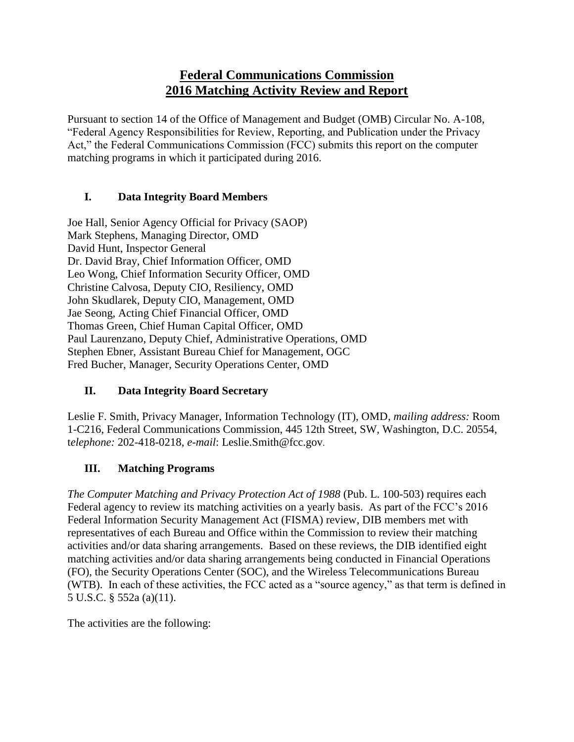# Federal Communications Commission
# 2016 Matching Activity Review and Report

Pursuant to section 14 of the Office of Management and Budget (OMB) Circular No. A-108, "Federal Agency Responsibilities for Review, Reporting, and Publication under the Privacy Act," the Federal Communications Commission (FCC) submits this report on the computer matching programs in which it participated during 2016.

## I. Data Integrity Board Members

Joe Hall, Senior Agency Official for Privacy (SAOP)
Mark Stephens, Managing Director, OMD
David Hunt, Inspector General
Dr. David Bray, Chief Information Officer, OMD
Leo Wong, Chief Information Security Officer, OMD
Christine Calvosa, Deputy CIO, Resiliency, OMD
John Skudlarek, Deputy CIO, Management, OMD
Jae Seong, Acting Chief Financial Officer, OMD
Thomas Green, Chief Human Capital Officer, OMD
Paul Laurenzano, Deputy Chief, Administrative Operations, OMD
Stephen Ebner, Assistant Bureau Chief for Management, OGC
Fred Bucher, Manager, Security Operations Center, OMD

## II. Data Integrity Board Secretary

Leslie F. Smith, Privacy Manager, Information Technology (IT), OMD, *mailing address:* Room 1-C216, Federal Communications Commission, 445 12th Street, SW, Washington, D.C. 20554, t*elephone:* 202-418-0218, *e-mail*: Leslie.Smith@fcc.gov.

## III. Matching Programs

*The Computer Matching and Privacy Protection Act of 1988* (Pub. L. 100-503) requires each Federal agency to review its matching activities on a yearly basis. As part of the FCC's 2016 Federal Information Security Management Act (FISMA) review, DIB members met with representatives of each Bureau and Office within the Commission to review their matching activities and/or data sharing arrangements. Based on these reviews, the DIB identified eight matching activities and/or data sharing arrangements being conducted in Financial Operations (FO), the Security Operations Center (SOC), and the Wireless Telecommunications Bureau (WTB). In each of these activities, the FCC acted as a "source agency," as that term is defined in 5 U.S.C. § 552a (a)(11).

The activities are the following: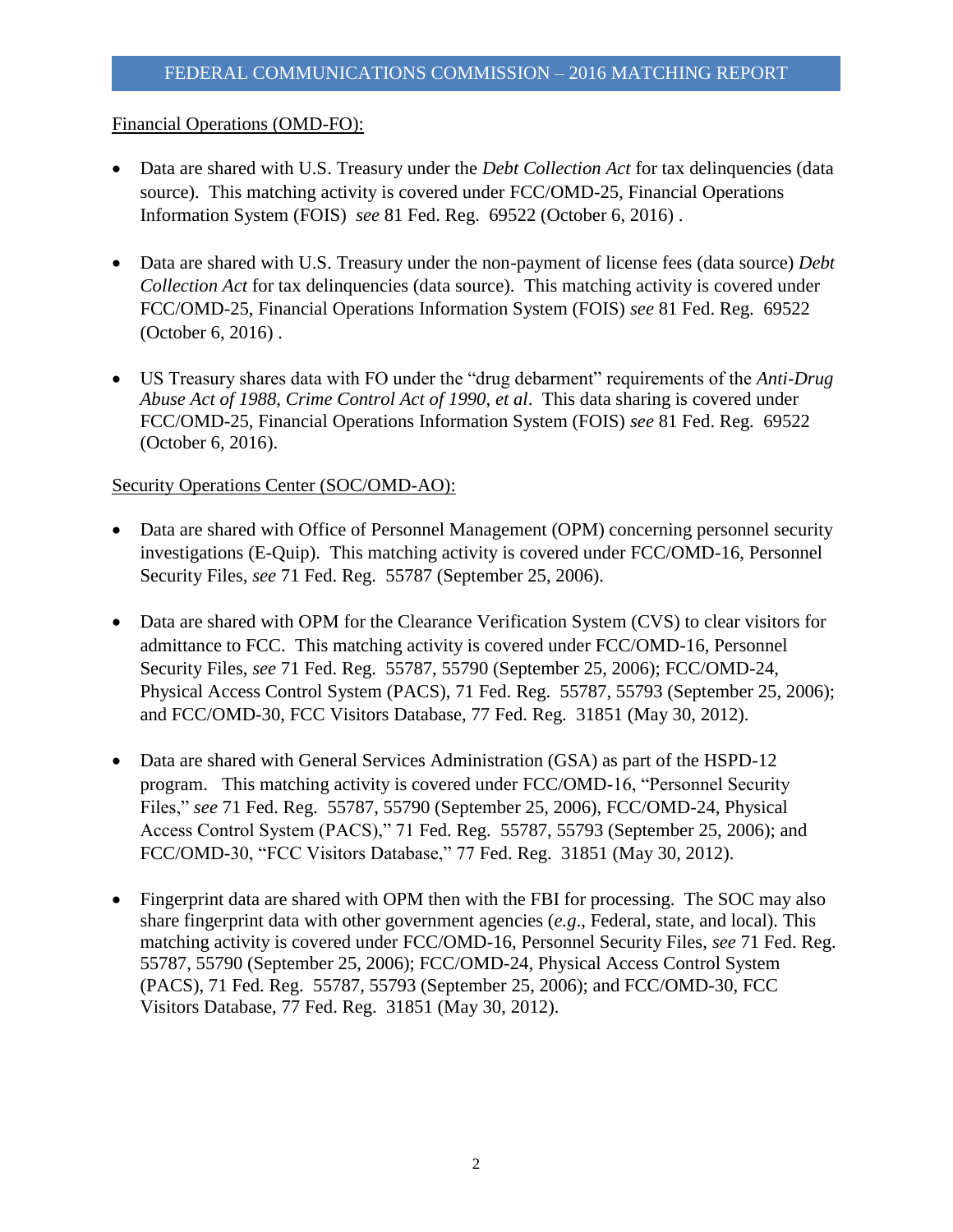Financial Operations (OMD-FO):

- Data are shared with U.S. Treasury under the *Debt Collection Act* for tax delinquencies (data source). This matching activity is covered under FCC/OMD-25, Financial Operations Information System (FOIS) *see* 81 Fed. Reg. 69522 (October 6, 2016) .

- Data are shared with U.S. Treasury under the non-payment of license fees (data source) *Debt Collection Act* for tax delinquencies (data source). This matching activity is covered under FCC/OMD-25, Financial Operations Information System (FOIS) *see* 81 Fed. Reg. 69522 (October 6, 2016) .

- US Treasury shares data with FO under the "drug debarment" requirements of the *Anti-Drug Abuse Act of 1988*, *Crime Control Act of 1990*, *et al*. This data sharing is covered under FCC/OMD-25, Financial Operations Information System (FOIS) *see* 81 Fed. Reg. 69522 (October 6, 2016).

Security Operations Center (SOC/OMD-AO):

- Data are shared with Office of Personnel Management (OPM) concerning personnel security investigations (E-Quip). This matching activity is covered under FCC/OMD-16, Personnel Security Files, *see* 71 Fed. Reg. 55787 (September 25, 2006).

- Data are shared with OPM for the Clearance Verification System (CVS) to clear visitors for admittance to FCC. This matching activity is covered under FCC/OMD-16, Personnel Security Files, *see* 71 Fed. Reg. 55787, 55790 (September 25, 2006); FCC/OMD-24, Physical Access Control System (PACS), 71 Fed. Reg. 55787, 55793 (September 25, 2006); and FCC/OMD-30, FCC Visitors Database, 77 Fed. Reg. 31851 (May 30, 2012).

- Data are shared with General Services Administration (GSA) as part of the HSPD-12 program. This matching activity is covered under FCC/OMD-16, "Personnel Security Files," *see* 71 Fed. Reg. 55787, 55790 (September 25, 2006), FCC/OMD-24, Physical Access Control System (PACS)," 71 Fed. Reg. 55787, 55793 (September 25, 2006); and FCC/OMD-30, "FCC Visitors Database," 77 Fed. Reg. 31851 (May 30, 2012).

- Fingerprint data are shared with OPM then with the FBI for processing. The SOC may also share fingerprint data with other government agencies (*e.g*., Federal, state, and local). This matching activity is covered under FCC/OMD-16, Personnel Security Files, *see* 71 Fed. Reg. 55787, 55790 (September 25, 2006); FCC/OMD-24, Physical Access Control System (PACS), 71 Fed. Reg. 55787, 55793 (September 25, 2006); and FCC/OMD-30, FCC Visitors Database, 77 Fed. Reg. 31851 (May 30, 2012).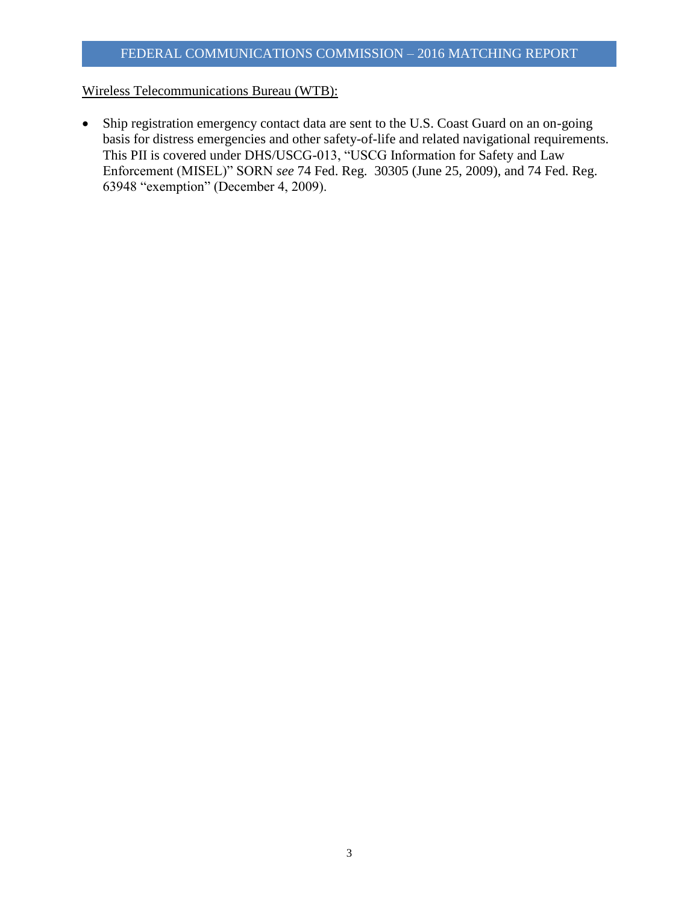Wireless Telecommunications Bureau (WTB):

- Ship registration emergency contact data are sent to the U.S. Coast Guard on an on-going basis for distress emergencies and other safety-of-life and related navigational requirements. This PII is covered under DHS/USCG-013, "USCG Information for Safety and Law Enforcement (MISEL)" SORN *see* 74 Fed. Reg. 30305 (June 25, 2009), and 74 Fed. Reg. 63948 "exemption" (December 4, 2009).